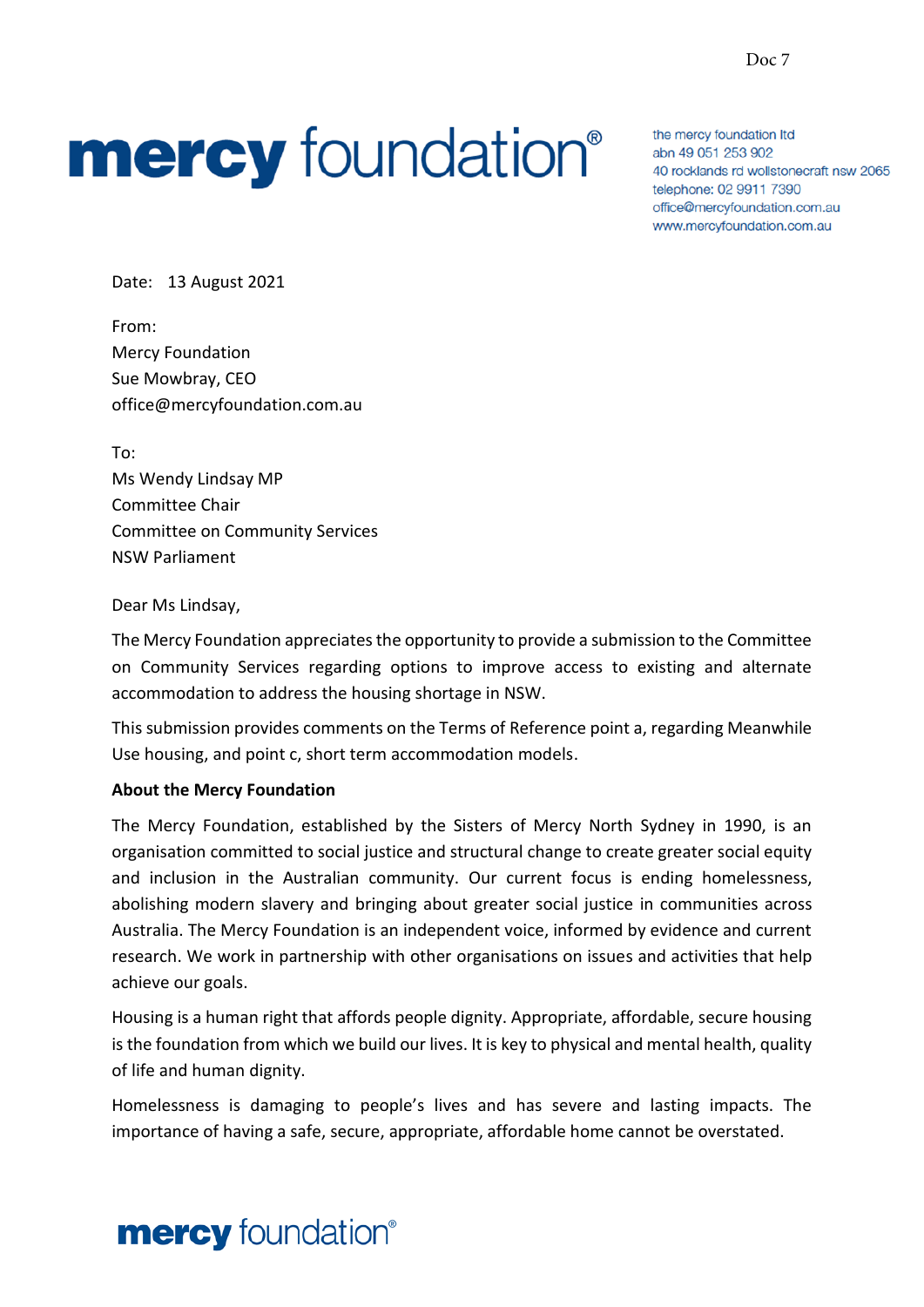Doc 7

**mercy foundation®**

the mercy foundation ltd
abn 49 051 253 902
40 rocklands rd wollstonecraft nsw 2065
telephone: 02 9911 7390
office@mercyfoundation.com.au
www.mercyfoundation.com.au

Date: 13 August 2021

From:
Mercy Foundation
Sue Mowbray, CEO
office@mercyfoundation.com.au

To:
Ms Wendy Lindsay MP
Committee Chair
Committee on Community Services
NSW Parliament

Dear Ms Lindsay,

The Mercy Foundation appreciates the opportunity to provide a submission to the Committee on Community Services regarding options to improve access to existing and alternate accommodation to address the housing shortage in NSW.

This submission provides comments on the Terms of Reference point a, regarding Meanwhile Use housing, and point c, short term accommodation models.

**About the Mercy Foundation**

The Mercy Foundation, established by the Sisters of Mercy North Sydney in 1990, is an organisation committed to social justice and structural change to create greater social equity and inclusion in the Australian community. Our current focus is ending homelessness, abolishing modern slavery and bringing about greater social justice in communities across Australia. The Mercy Foundation is an independent voice, informed by evidence and current research. We work in partnership with other organisations on issues and activities that help achieve our goals.

Housing is a human right that affords people dignity. Appropriate, affordable, secure housing is the foundation from which we build our lives. It is key to physical and mental health, quality of life and human dignity.

Homelessness is damaging to people's lives and has severe and lasting impacts. The importance of having a safe, secure, appropriate, affordable home cannot be overstated.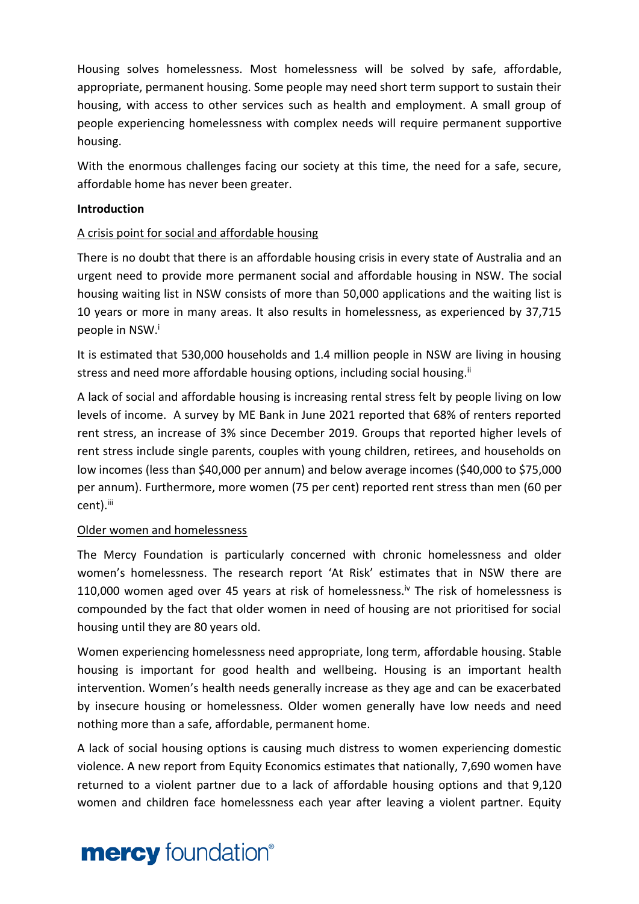Housing solves homelessness. Most homelessness will be solved by safe, affordable, appropriate, permanent housing. Some people may need short term support to sustain their housing, with access to other services such as health and employment. A small group of people experiencing homelessness with complex needs will require permanent supportive housing.

With the enormous challenges facing our society at this time, the need for a safe, secure, affordable home has never been greater.

**Introduction**

A crisis point for social and affordable housing

There is no doubt that there is an affordable housing crisis in every state of Australia and an urgent need to provide more permanent social and affordable housing in NSW. The social housing waiting list in NSW consists of more than 50,000 applications and the waiting list is 10 years or more in many areas. It also results in homelessness, as experienced by 37,715 people in NSW.[i]

It is estimated that 530,000 households and 1.4 million people in NSW are living in housing stress and need more affordable housing options, including social housing.[ii]

A lack of social and affordable housing is increasing rental stress felt by people living on low levels of income. A survey by ME Bank in June 2021 reported that 68% of renters reported rent stress, an increase of 3% since December 2019. Groups that reported higher levels of rent stress include single parents, couples with young children, retirees, and households on low incomes (less than $40,000 per annum) and below average incomes ($40,000 to $75,000 per annum). Furthermore, more women (75 per cent) reported rent stress than men (60 per cent).[iii]

Older women and homelessness

The Mercy Foundation is particularly concerned with chronic homelessness and older women's homelessness. The research report 'At Risk' estimates that in NSW there are 110,000 women aged over 45 years at risk of homelessness.[iv] The risk of homelessness is compounded by the fact that older women in need of housing are not prioritised for social housing until they are 80 years old.

Women experiencing homelessness need appropriate, long term, affordable housing. Stable housing is important for good health and wellbeing. Housing is an important health intervention. Women's health needs generally increase as they age and can be exacerbated by insecure housing or homelessness. Older women generally have low needs and need nothing more than a safe, affordable, permanent home.

A lack of social housing options is causing much distress to women experiencing domestic violence. A new report from Equity Economics estimates that nationally, 7,690 women have returned to a violent partner due to a lack of affordable housing options and that 9,120 women and children face homelessness each year after leaving a violent partner. Equity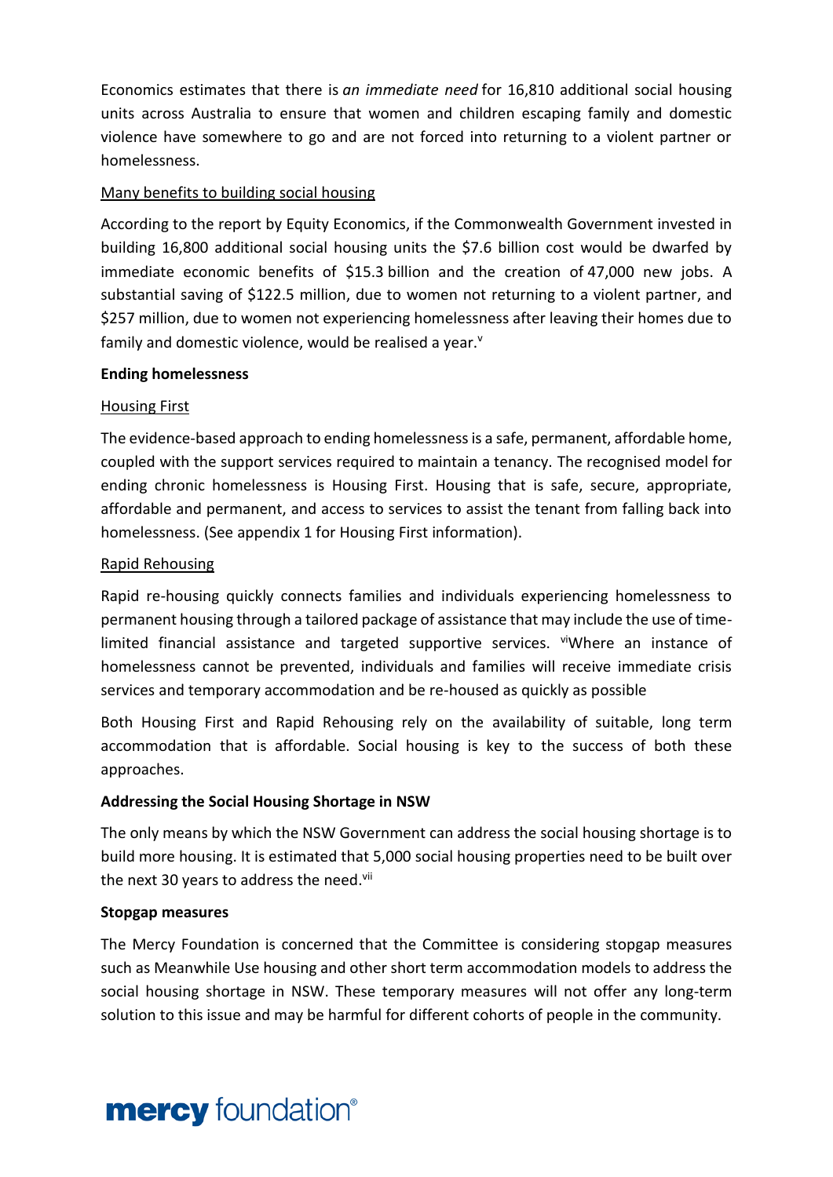Economics estimates that there is *an immediate need* for 16,810 additional social housing units across Australia to ensure that women and children escaping family and domestic violence have somewhere to go and are not forced into returning to a violent partner or homelessness.

Many benefits to building social housing

According to the report by Equity Economics, if the Commonwealth Government invested in building 16,800 additional social housing units the $7.6 billion cost would be dwarfed by immediate economic benefits of $15.3 billion and the creation of 47,000 new jobs. A substantial saving of $122.5 million, due to women not returning to a violent partner, and $257 million, due to women not experiencing homelessness after leaving their homes due to family and domestic violence, would be realised a year.[v]

**Ending homelessness**

Housing First

The evidence-based approach to ending homelessness is a safe, permanent, affordable home, coupled with the support services required to maintain a tenancy. The recognised model for ending chronic homelessness is Housing First. Housing that is safe, secure, appropriate, affordable and permanent, and access to services to assist the tenant from falling back into homelessness. (See appendix 1 for Housing First information).

Rapid Rehousing

Rapid re-housing quickly connects families and individuals experiencing homelessness to permanent housing through a tailored package of assistance that may include the use of time-limited financial assistance and targeted supportive services. [vi]Where an instance of homelessness cannot be prevented, individuals and families will receive immediate crisis services and temporary accommodation and be re-housed as quickly as possible

Both Housing First and Rapid Rehousing rely on the availability of suitable, long term accommodation that is affordable. Social housing is key to the success of both these approaches.

**Addressing the Social Housing Shortage in NSW**

The only means by which the NSW Government can address the social housing shortage is to build more housing. It is estimated that 5,000 social housing properties need to be built over the next 30 years to address the need.[vii]

**Stopgap measures**

The Mercy Foundation is concerned that the Committee is considering stopgap measures such as Meanwhile Use housing and other short term accommodation models to address the social housing shortage in NSW. These temporary measures will not offer any long-term solution to this issue and may be harmful for different cohorts of people in the community.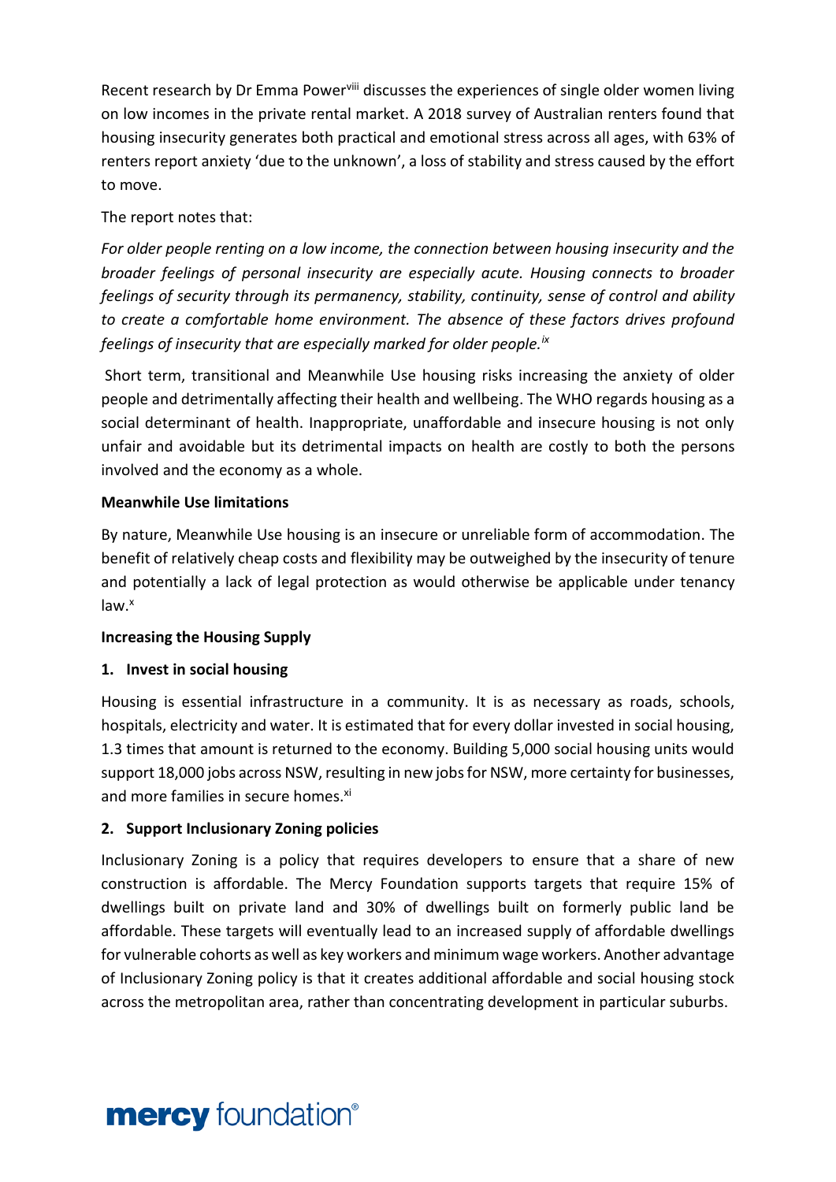Recent research by Dr Emma Power[viii] discusses the experiences of single older women living on low incomes in the private rental market. A 2018 survey of Australian renters found that housing insecurity generates both practical and emotional stress across all ages, with 63% of renters report anxiety 'due to the unknown', a loss of stability and stress caused by the effort to move.

The report notes that:

*For older people renting on a low income, the connection between housing insecurity and the broader feelings of personal insecurity are especially acute. Housing connects to broader feelings of security through its permanency, stability, continuity, sense of control and ability to create a comfortable home environment. The absence of these factors drives profound feelings of insecurity that are especially marked for older people.*[ix]

Short term, transitional and Meanwhile Use housing risks increasing the anxiety of older people and detrimentally affecting their health and wellbeing. The WHO regards housing as a social determinant of health. Inappropriate, unaffordable and insecure housing is not only unfair and avoidable but its detrimental impacts on health are costly to both the persons involved and the economy as a whole.

**Meanwhile Use limitations**

By nature, Meanwhile Use housing is an insecure or unreliable form of accommodation. The benefit of relatively cheap costs and flexibility may be outweighed by the insecurity of tenure and potentially a lack of legal protection as would otherwise be applicable under tenancy law.[x]

**Increasing the Housing Supply**

**1. Invest in social housing**

Housing is essential infrastructure in a community. It is as necessary as roads, schools, hospitals, electricity and water. It is estimated that for every dollar invested in social housing, 1.3 times that amount is returned to the economy. Building 5,000 social housing units would support 18,000 jobs across NSW, resulting in new jobs for NSW, more certainty for businesses, and more families in secure homes.[xi]

**2. Support Inclusionary Zoning policies**

Inclusionary Zoning is a policy that requires developers to ensure that a share of new construction is affordable. The Mercy Foundation supports targets that require 15% of dwellings built on private land and 30% of dwellings built on formerly public land be affordable. These targets will eventually lead to an increased supply of affordable dwellings for vulnerable cohorts as well as key workers and minimum wage workers. Another advantage of Inclusionary Zoning policy is that it creates additional affordable and social housing stock across the metropolitan area, rather than concentrating development in particular suburbs.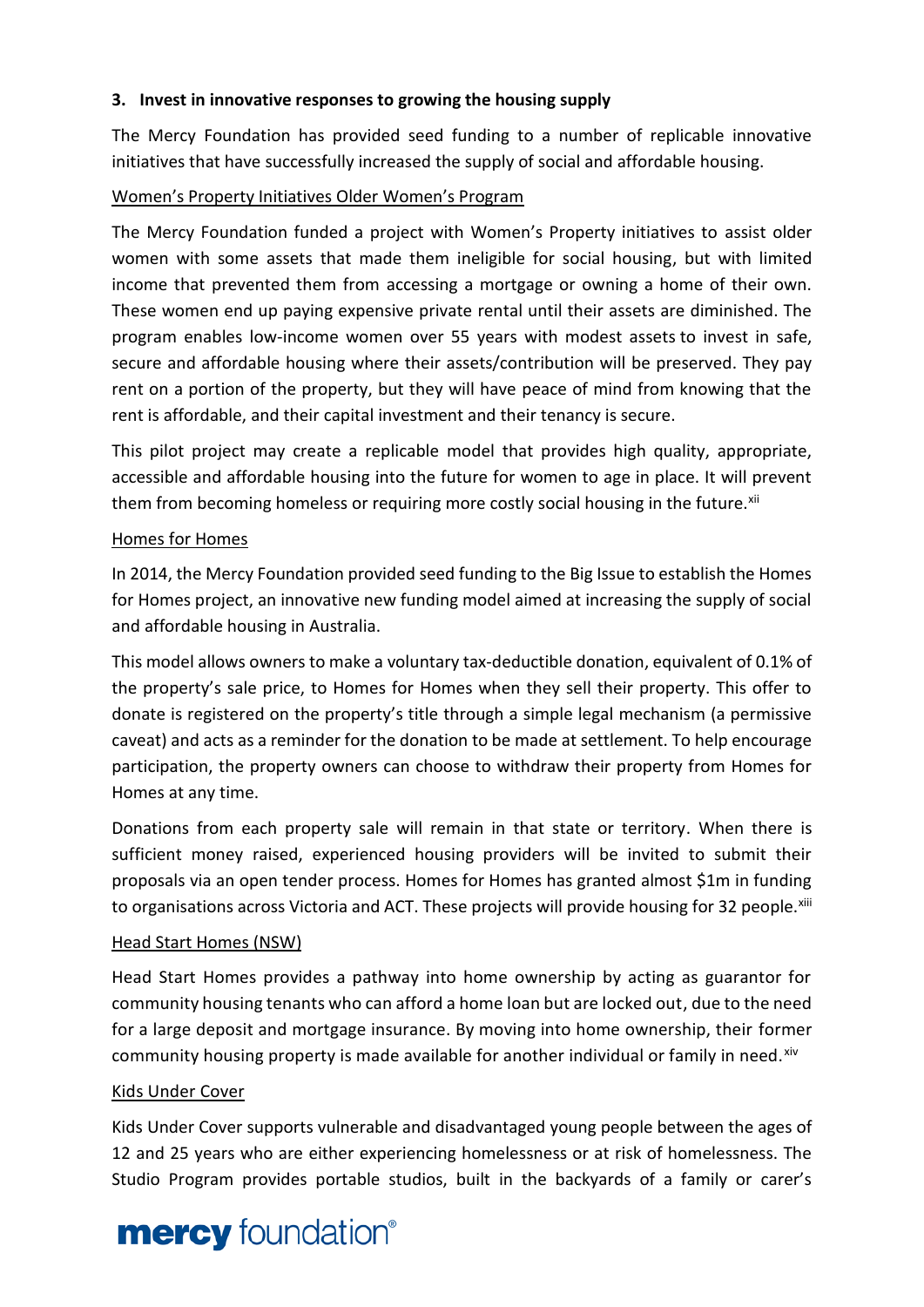### 3. Invest in innovative responses to growing the housing supply

The Mercy Foundation has provided seed funding to a number of replicable innovative initiatives that have successfully increased the supply of social and affordable housing.

Women's Property Initiatives Older Women's Program

The Mercy Foundation funded a project with Women's Property initiatives to assist older women with some assets that made them ineligible for social housing, but with limited income that prevented them from accessing a mortgage or owning a home of their own. These women end up paying expensive private rental until their assets are diminished. The program enables low-income women over 55 years with modest assets to invest in safe, secure and affordable housing where their assets/contribution will be preserved. They pay rent on a portion of the property, but they will have peace of mind from knowing that the rent is affordable, and their capital investment and their tenancy is secure.

This pilot project may create a replicable model that provides high quality, appropriate, accessible and affordable housing into the future for women to age in place. It will prevent them from becoming homeless or requiring more costly social housing in the future.[xii]

Homes for Homes

In 2014, the Mercy Foundation provided seed funding to the Big Issue to establish the Homes for Homes project, an innovative new funding model aimed at increasing the supply of social and affordable housing in Australia.

This model allows owners to make a voluntary tax-deductible donation, equivalent of 0.1% of the property's sale price, to Homes for Homes when they sell their property. This offer to donate is registered on the property's title through a simple legal mechanism (a permissive caveat) and acts as a reminder for the donation to be made at settlement. To help encourage participation, the property owners can choose to withdraw their property from Homes for Homes at any time.

Donations from each property sale will remain in that state or territory. When there is sufficient money raised, experienced housing providers will be invited to submit their proposals via an open tender process. Homes for Homes has granted almost $1m in funding to organisations across Victoria and ACT. These projects will provide housing for 32 people.[xiii]

Head Start Homes (NSW)

Head Start Homes provides a pathway into home ownership by acting as guarantor for community housing tenants who can afford a home loan but are locked out, due to the need for a large deposit and mortgage insurance. By moving into home ownership, their former community housing property is made available for another individual or family in need.[xiv]

Kids Under Cover

Kids Under Cover supports vulnerable and disadvantaged young people between the ages of 12 and 25 years who are either experiencing homelessness or at risk of homelessness. The Studio Program provides portable studios, built in the backyards of a family or carer's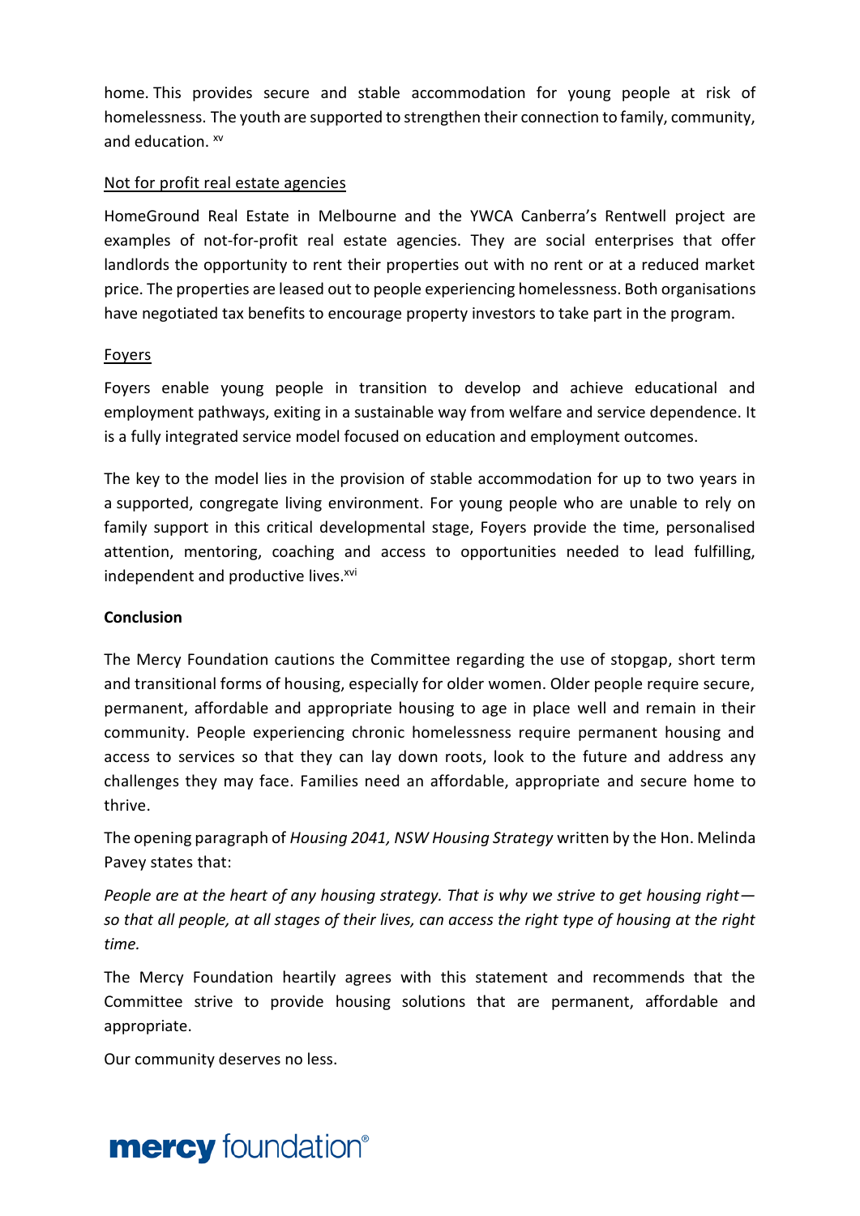home. This provides secure and stable accommodation for young people at risk of homelessness. The youth are supported to strengthen their connection to family, community, and education. [xv]

Not for profit real estate agencies

HomeGround Real Estate in Melbourne and the YWCA Canberra's Rentwell project are examples of not-for-profit real estate agencies. They are social enterprises that offer landlords the opportunity to rent their properties out with no rent or at a reduced market price. The properties are leased out to people experiencing homelessness. Both organisations have negotiated tax benefits to encourage property investors to take part in the program.

Foyers

Foyers enable young people in transition to develop and achieve educational and employment pathways, exiting in a sustainable way from welfare and service dependence. It is a fully integrated service model focused on education and employment outcomes.

The key to the model lies in the provision of stable accommodation for up to two years in a supported, congregate living environment. For young people who are unable to rely on family support in this critical developmental stage, Foyers provide the time, personalised attention, mentoring, coaching and access to opportunities needed to lead fulfilling, independent and productive lives.[xvi]

**Conclusion**

The Mercy Foundation cautions the Committee regarding the use of stopgap, short term and transitional forms of housing, especially for older women. Older people require secure, permanent, affordable and appropriate housing to age in place well and remain in their community. People experiencing chronic homelessness require permanent housing and access to services so that they can lay down roots, look to the future and address any challenges they may face. Families need an affordable, appropriate and secure home to thrive.

The opening paragraph of *Housing 2041, NSW Housing Strategy* written by the Hon. Melinda Pavey states that:

*People are at the heart of any housing strategy. That is why we strive to get housing right—so that all people, at all stages of their lives, can access the right type of housing at the right time.*

The Mercy Foundation heartily agrees with this statement and recommends that the Committee strive to provide housing solutions that are permanent, affordable and appropriate.

Our community deserves no less.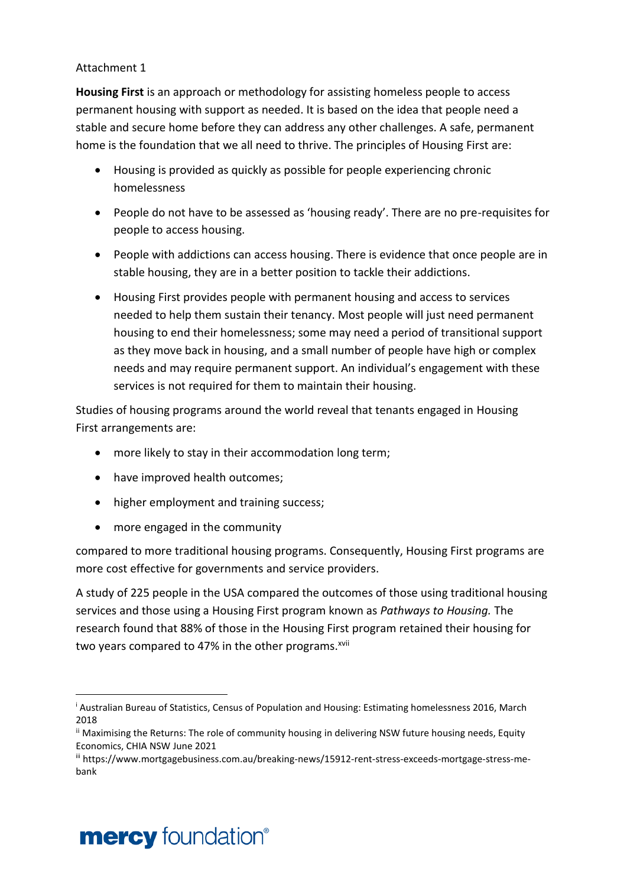Attachment 1

**Housing First** is an approach or methodology for assisting homeless people to access permanent housing with support as needed. It is based on the idea that people need a stable and secure home before they can address any other challenges. A safe, permanent home is the foundation that we all need to thrive. The principles of Housing First are:

- Housing is provided as quickly as possible for people experiencing chronic homelessness
- People do not have to be assessed as 'housing ready'. There are no pre-requisites for people to access housing.
- People with addictions can access housing. There is evidence that once people are in stable housing, they are in a better position to tackle their addictions.
- Housing First provides people with permanent housing and access to services needed to help them sustain their tenancy. Most people will just need permanent housing to end their homelessness; some may need a period of transitional support as they move back in housing, and a small number of people have high or complex needs and may require permanent support. An individual's engagement with these services is not required for them to maintain their housing.

Studies of housing programs around the world reveal that tenants engaged in Housing First arrangements are:

- more likely to stay in their accommodation long term;
- have improved health outcomes;
- higher employment and training success;
- more engaged in the community

compared to more traditional housing programs. Consequently, Housing First programs are more cost effective for governments and service providers.

A study of 225 people in the USA compared the outcomes of those using traditional housing services and those using a Housing First program known as *Pathways to Housing.* The research found that 88% of those in the Housing First program retained their housing for two years compared to 47% in the other programs.[xvii]

---

[i] Australian Bureau of Statistics, Census of Population and Housing: Estimating homelessness 2016, March 2018

[ii] Maximising the Returns: The role of community housing in delivering NSW future housing needs, Equity Economics, CHIA NSW June 2021

[iii] https://www.mortgagebusiness.com.au/breaking-news/15912-rent-stress-exceeds-mortgage-stress-me-bank

**mercy** foundation®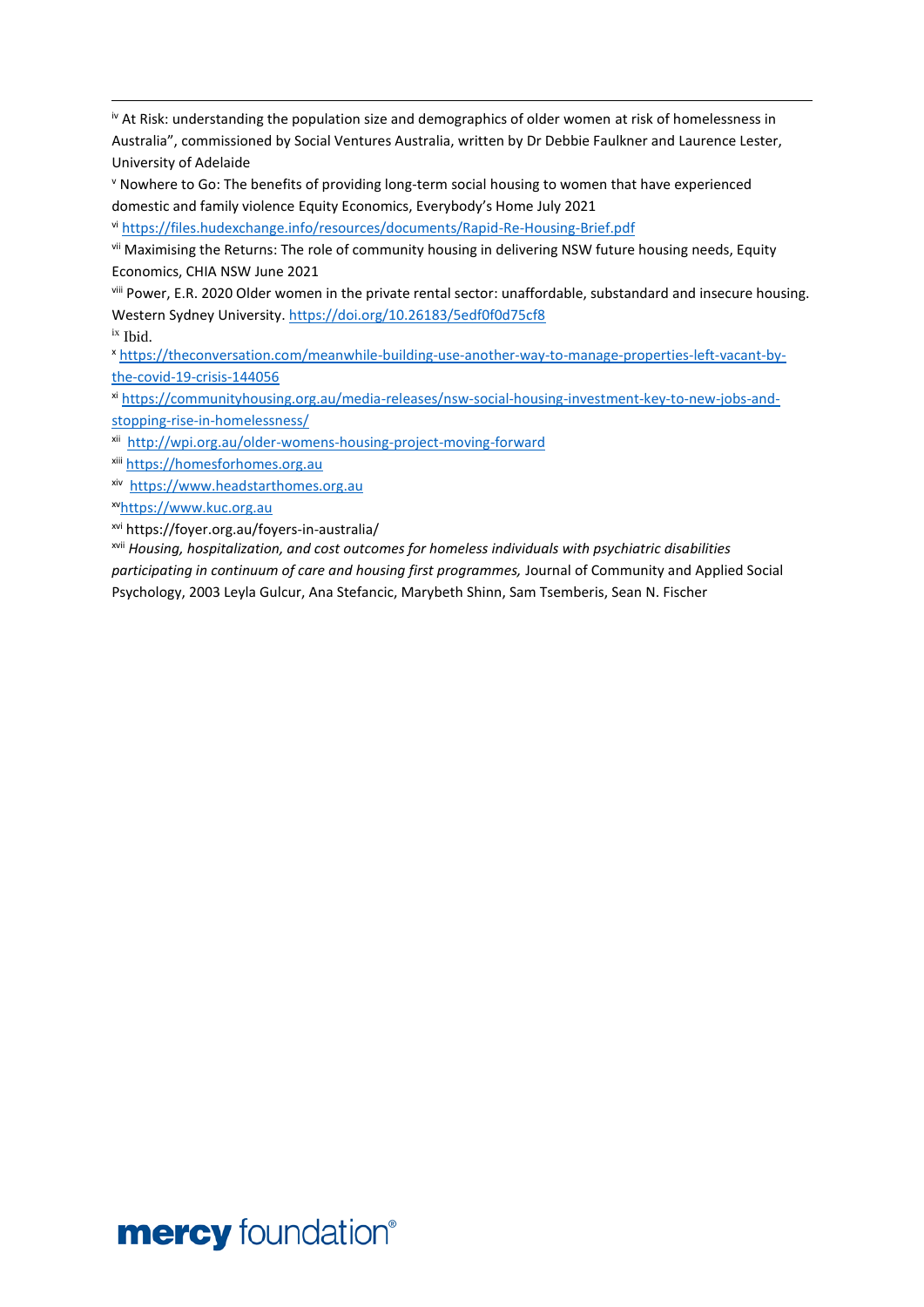[iv] At Risk: understanding the population size and demographics of older women at risk of homelessness in Australia", commissioned by Social Ventures Australia, written by Dr Debbie Faulkner and Laurence Lester, University of Adelaide

[v] Nowhere to Go: The benefits of providing long-term social housing to women that have experienced domestic and family violence Equity Economics, Everybody's Home July 2021

[vi] https://files.hudexchange.info/resources/documents/Rapid-Re-Housing-Brief.pdf

[vii] Maximising the Returns: The role of community housing in delivering NSW future housing needs, Equity Economics, CHIA NSW June 2021

[viii] Power, E.R. 2020 Older women in the private rental sector: unaffordable, substandard and insecure housing. Western Sydney University. https://doi.org/10.26183/5edf0f0d75cf8

[ix] Ibid.

[x] https://theconversation.com/meanwhile-building-use-another-way-to-manage-properties-left-vacant-by-the-covid-19-crisis-144056

[xi] https://communityhousing.org.au/media-releases/nsw-social-housing-investment-key-to-new-jobs-and-stopping-rise-in-homelessness/

[xii] http://wpi.org.au/older-womens-housing-project-moving-forward

[xiii] https://homesforhomes.org.au

[xiv] https://www.headstarthomes.org.au

[xv] https://www.kuc.org.au

[xvi] https://foyer.org.au/foyers-in-australia/

[xvii] *Housing, hospitalization, and cost outcomes for homeless individuals with psychiatric disabilities participating in continuum of care and housing first programmes,* Journal of Community and Applied Social Psychology, 2003 Leyla Gulcur, Ana Stefancic, Marybeth Shinn, Sam Tsemberis, Sean N. Fischer